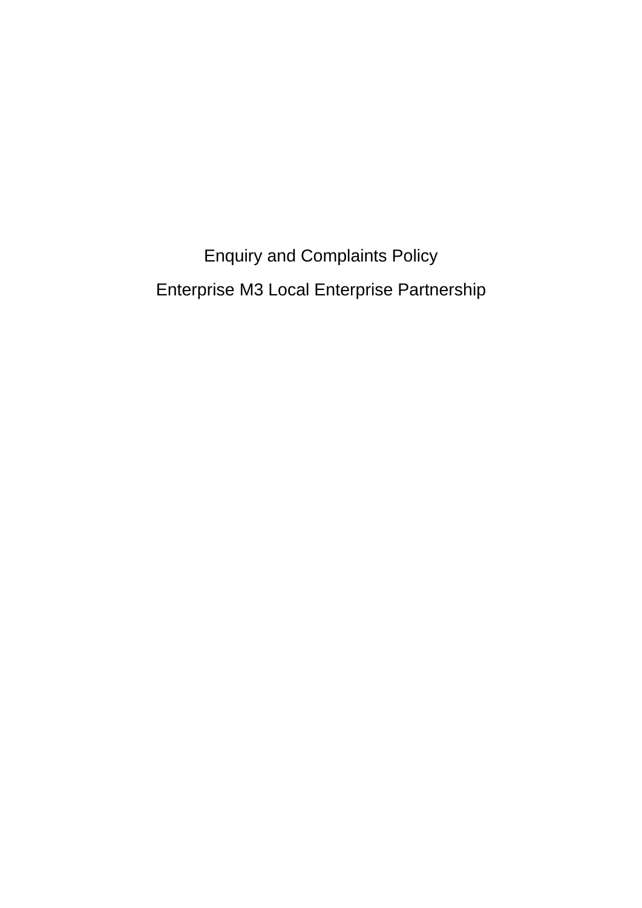# Enquiry and Complaints Policy

## Enterprise M3 Local Enterprise Partnership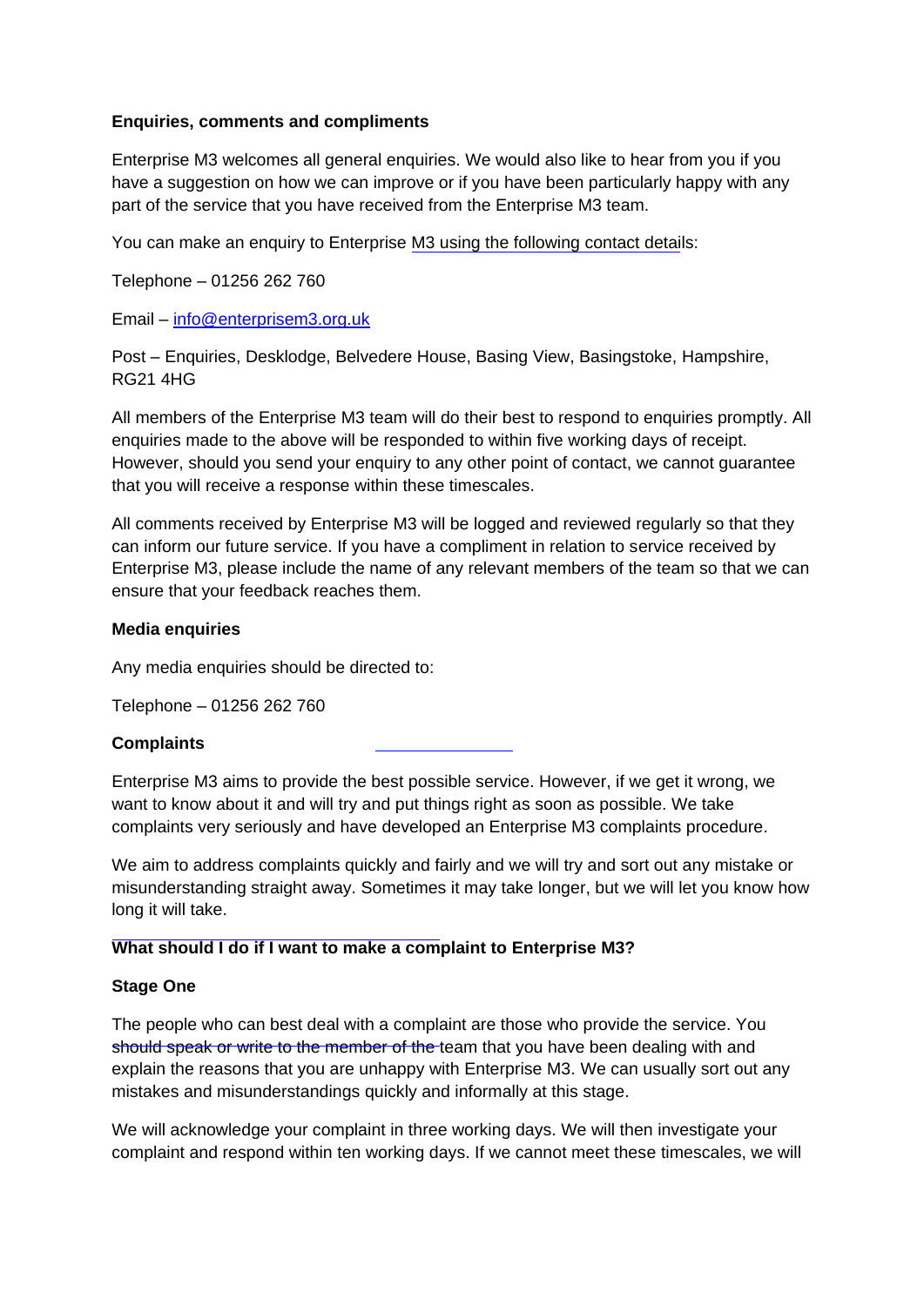**Enquiries, comments and compliments**

Enterprise M3 welcomes all general enquiries. We would also like to hear from you if you have a suggestion on how we can improve or if you have been particularly happy with any part of the service that you have received from the Enterprise M3 team.

You can make an enquiry to Enterprise M3 using the following contact details:

Telephone – 01256 262 760

Email – info@enterprisem3.org.uk

Post – Enquiries, Desklodge, Belvedere House, Basing View, Basingstoke, Hampshire, RG21 4HG

All members of the Enterprise M3 team will do their best to respond to enquiries promptly. All enquiries made to the above will be responded to within five working days of receipt. However, should you send your enquiry to any other point of contact, we cannot guarantee that you will receive a response within these timescales.

All comments received by Enterprise M3 will be logged and reviewed regularly so that they can inform our future service. If you have a compliment in relation to service received by Enterprise M3, please include the name of any relevant members of the team so that we can ensure that your feedback reaches them.

**Media enquiries**

Any media enquiries should be directed to:

Telephone – 01256 262 760

**Complaints**

Enterprise M3 aims to provide the best possible service. However, if we get it wrong, we want to know about it and will try and put things right as soon as possible. We take complaints very seriously and have developed an Enterprise M3 complaints procedure.

We aim to address complaints quickly and fairly and we will try and sort out any mistake or misunderstanding straight away. Sometimes it may take longer, but we will let you know how long it will take.

**What should I do if I want to make a complaint to Enterprise M3?**

**Stage One**

The people who can best deal with a complaint are those who provide the service. You should speak or write to the member of the team that you have been dealing with and explain the reasons that you are unhappy with Enterprise M3. We can usually sort out any mistakes and misunderstandings quickly and informally at this stage.

We will acknowledge your complaint in three working days. We will then investigate your complaint and respond within ten working days. If we cannot meet these timescales, we will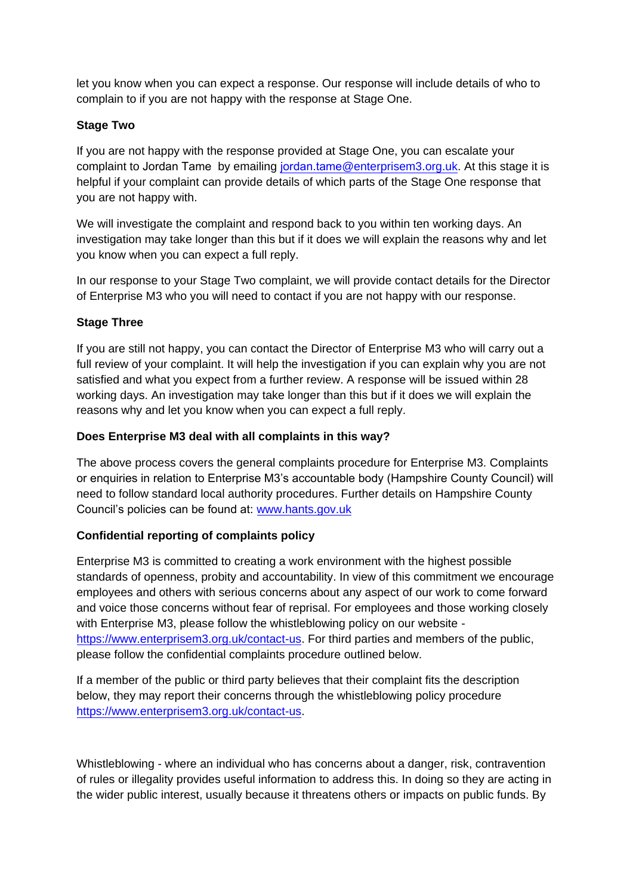let you know when you can expect a response. Our response will include details of who to complain to if you are not happy with the response at Stage One.

**Stage Two**

If you are not happy with the response provided at Stage One, you can escalate your complaint to Jordan Tame by emailing [jordan.tame@enterprisem3.org.uk](mailto:jordan.tame@enterprisem3.org.uk). At this stage it is helpful if your complaint can provide details of which parts of the Stage One response that you are not happy with.

We will investigate the complaint and respond back to you within ten working days. An investigation may take longer than this but if it does we will explain the reasons why and let you know when you can expect a full reply.

In our response to your Stage Two complaint, we will provide contact details for the Director of Enterprise M3 who you will need to contact if you are not happy with our response.

**Stage Three**

If you are still not happy, you can contact the Director of Enterprise M3 who will carry out a full review of your complaint. It will help the investigation if you can explain why you are not satisfied and what you expect from a further review. A response will be issued within 28 working days. An investigation may take longer than this but if it does we will explain the reasons why and let you know when you can expect a full reply.

**Does Enterprise M3 deal with all complaints in this way?**

The above process covers the general complaints procedure for Enterprise M3. Complaints or enquiries in relation to Enterprise M3's accountable body (Hampshire County Council) will need to follow standard local authority procedures. Further details on Hampshire County Council's policies can be found at: [www.hants.gov.uk](http://www.hants.gov.uk)

**Confidential reporting of complaints policy**

Enterprise M3 is committed to creating a work environment with the highest possible standards of openness, probity and accountability. In view of this commitment we encourage employees and others with serious concerns about any aspect of our work to come forward and voice those concerns without fear of reprisal. For employees and those working closely with Enterprise M3, please follow the whistleblowing policy on our website - [https://www.enterprisem3.org.uk/contact-us](https://www.enterprisem3.org.uk/contact-us). For third parties and members of the public, please follow the confidential complaints procedure outlined below.

If a member of the public or third party believes that their complaint fits the description below, they may report their concerns through the whistleblowing policy procedure [https://www.enterprisem3.org.uk/contact-us](https://www.enterprisem3.org.uk/contact-us).

Whistleblowing - where an individual who has concerns about a danger, risk, contravention of rules or illegality provides useful information to address this. In doing so they are acting in the wider public interest, usually because it threatens others or impacts on public funds. By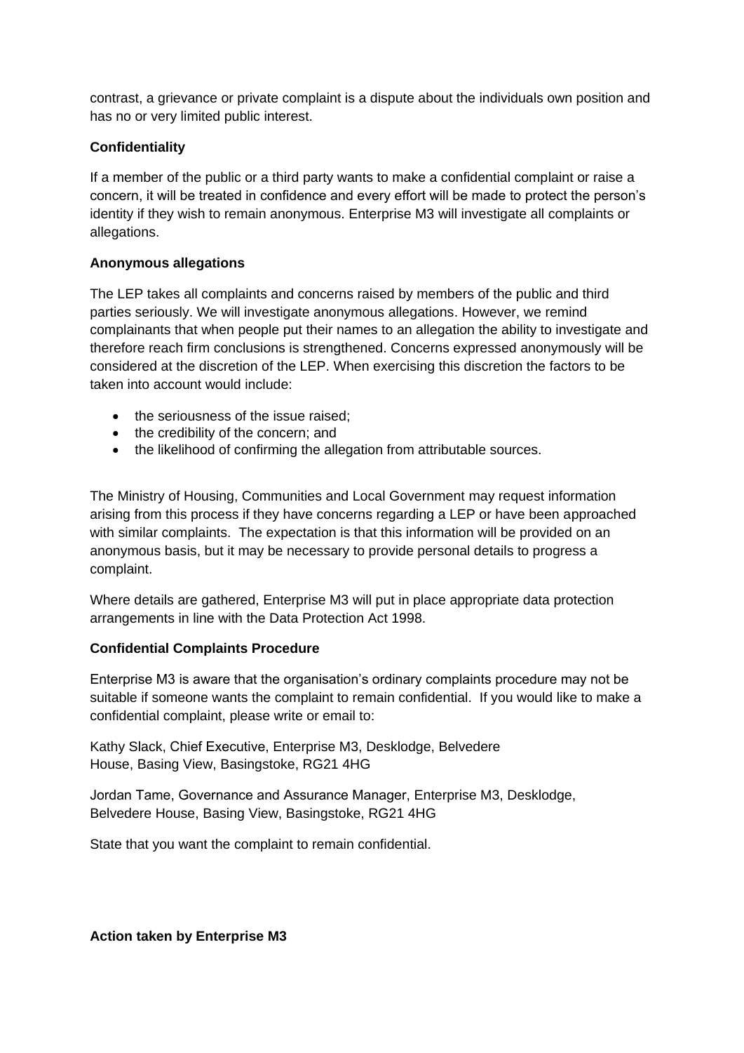contrast, a grievance or private complaint is a dispute about the individuals own position and has no or very limited public interest.

**Confidentiality**

If a member of the public or a third party wants to make a confidential complaint or raise a concern, it will be treated in confidence and every effort will be made to protect the person's identity if they wish to remain anonymous. Enterprise M3 will investigate all complaints or allegations.

**Anonymous allegations**

The LEP takes all complaints and concerns raised by members of the public and third parties seriously. We will investigate anonymous allegations. However, we remind complainants that when people put their names to an allegation the ability to investigate and therefore reach firm conclusions is strengthened. Concerns expressed anonymously will be considered at the discretion of the LEP. When exercising this discretion the factors to be taken into account would include:

- the seriousness of the issue raised;
- the credibility of the concern; and
- the likelihood of confirming the allegation from attributable sources.

The Ministry of Housing, Communities and Local Government may request information arising from this process if they have concerns regarding a LEP or have been approached with similar complaints. The expectation is that this information will be provided on an anonymous basis, but it may be necessary to provide personal details to progress a complaint.

Where details are gathered, Enterprise M3 will put in place appropriate data protection arrangements in line with the Data Protection Act 1998.

**Confidential Complaints Procedure**

Enterprise M3 is aware that the organisation's ordinary complaints procedure may not be suitable if someone wants the complaint to remain confidential. If you would like to make a confidential complaint, please write or email to:

Kathy Slack, Chief Executive, Enterprise M3, Desklodge, Belvedere House, Basing View, Basingstoke, RG21 4HG

Jordan Tame, Governance and Assurance Manager, Enterprise M3, Desklodge, Belvedere House, Basing View, Basingstoke, RG21 4HG

State that you want the complaint to remain confidential.

**Action taken by Enterprise M3**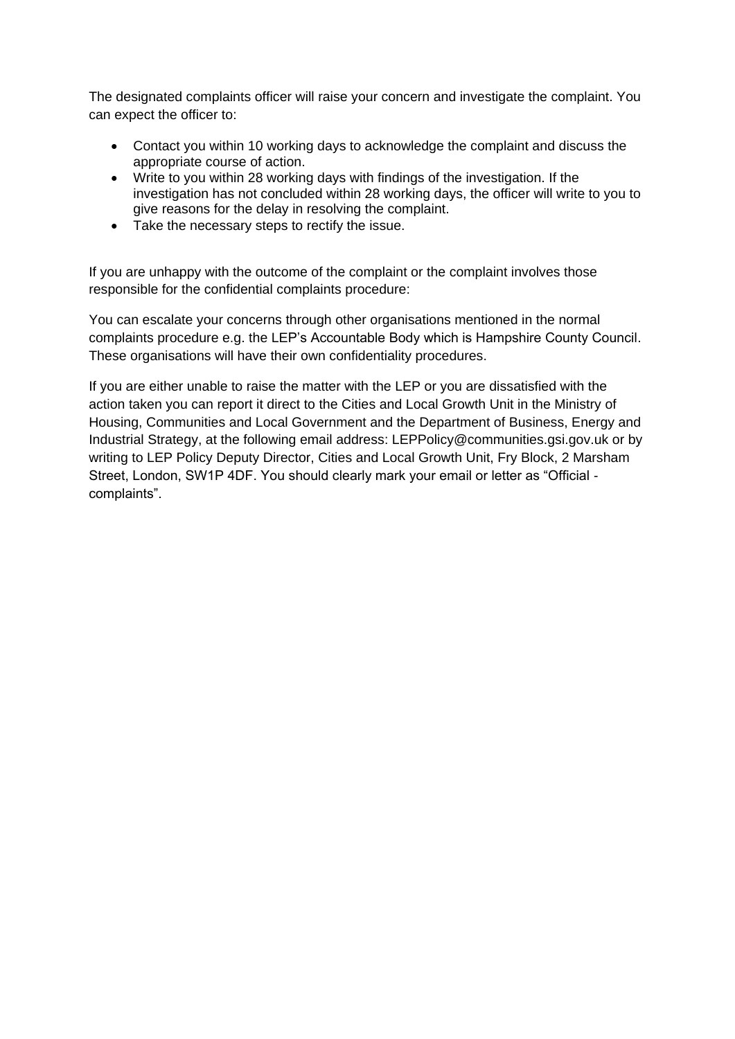The designated complaints officer will raise your concern and investigate the complaint. You can expect the officer to:

- Contact you within 10 working days to acknowledge the complaint and discuss the appropriate course of action.
- Write to you within 28 working days with findings of the investigation. If the investigation has not concluded within 28 working days, the officer will write to you to give reasons for the delay in resolving the complaint.
- Take the necessary steps to rectify the issue.

If you are unhappy with the outcome of the complaint or the complaint involves those responsible for the confidential complaints procedure:

You can escalate your concerns through other organisations mentioned in the normal complaints procedure e.g. the LEP's Accountable Body which is Hampshire County Council. These organisations will have their own confidentiality procedures.

If you are either unable to raise the matter with the LEP or you are dissatisfied with the action taken you can report it direct to the Cities and Local Growth Unit in the Ministry of Housing, Communities and Local Government and the Department of Business, Energy and Industrial Strategy, at the following email address: LEPPolicy@communities.gsi.gov.uk or by writing to LEP Policy Deputy Director, Cities and Local Growth Unit, Fry Block, 2 Marsham Street, London, SW1P 4DF. You should clearly mark your email or letter as "Official - complaints".